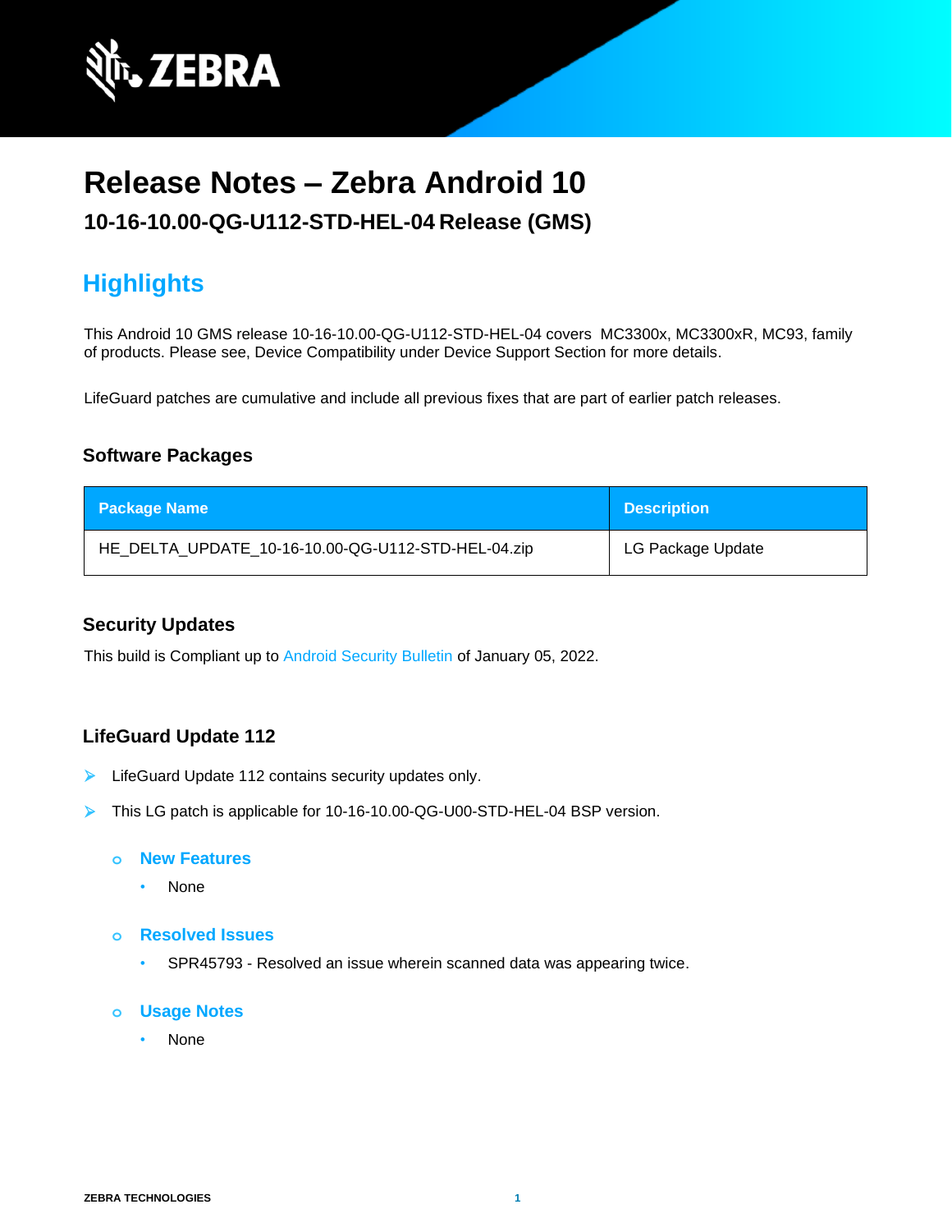# Release Notes – Zebra Android 10

### 10-16-10.00-QG-U112-STD-HEL-04 Release (GMS)

## Highlights

This Android 10 GMS release 10-16-10.00-QG-U112-STD-HEL-04 covers MC3300x, MC3300xR, MC93, family of products. Please see, Device Compatibility under Device Support Section for more details.

LifeGuard patches are cumulative and include all previous fixes that are part of earlier patch releases.

### Software Packages

| Package Name | Description |
|---|---|
| HE_DELTA_UPDATE_10-16-10.00-QG-U112-STD-HEL-04.zip | LG Package Update |

### Security Updates

This build is Compliant up to Android Security Bulletin of January 05, 2022.

### LifeGuard Update 112

- LifeGuard Update 112 contains security updates only.
- This LG patch is applicable for 10-16-10.00-QG-U00-STD-HEL-04 BSP version.
  - **New Features**
    - None
  - **Resolved Issues**
    - SPR45793 - Resolved an issue wherein scanned data was appearing twice.
  - **Usage Notes**
    - None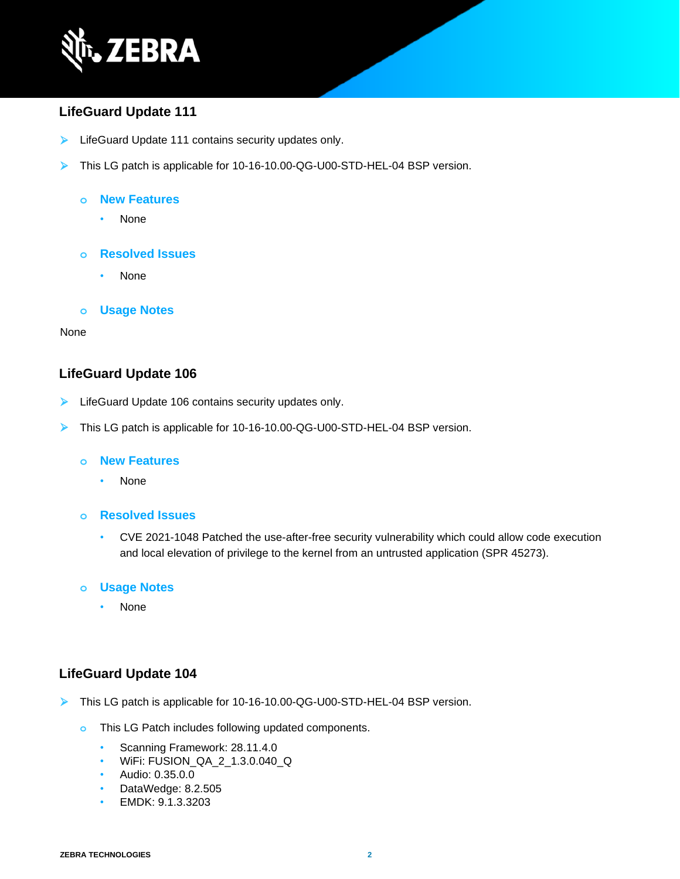## LifeGuard Update 111

- LifeGuard Update 111 contains security updates only.
- This LG patch is applicable for 10-16-10.00-QG-U00-STD-HEL-04 BSP version.
    - **New Features**
        - None
    - **Resolved Issues**
        - None
    - **Usage Notes**

None

## LifeGuard Update 106

- LifeGuard Update 106 contains security updates only.
- This LG patch is applicable for 10-16-10.00-QG-U00-STD-HEL-04 BSP version.
    - **New Features**
        - None
    - **Resolved Issues**
        - CVE 2021-1048 Patched the use-after-free security vulnerability which could allow code execution and local elevation of privilege to the kernel from an untrusted application (SPR 45273).
    - **Usage Notes**
        - None

## LifeGuard Update 104

- This LG patch is applicable for 10-16-10.00-QG-U00-STD-HEL-04 BSP version.
    - This LG Patch includes following updated components.
        - Scanning Framework: 28.11.4.0
        - WiFi: FUSION_QA_2_1.3.0.040_Q
        - Audio: 0.35.0.0
        - DataWedge: 8.2.505
        - EMDK: 9.1.3.3203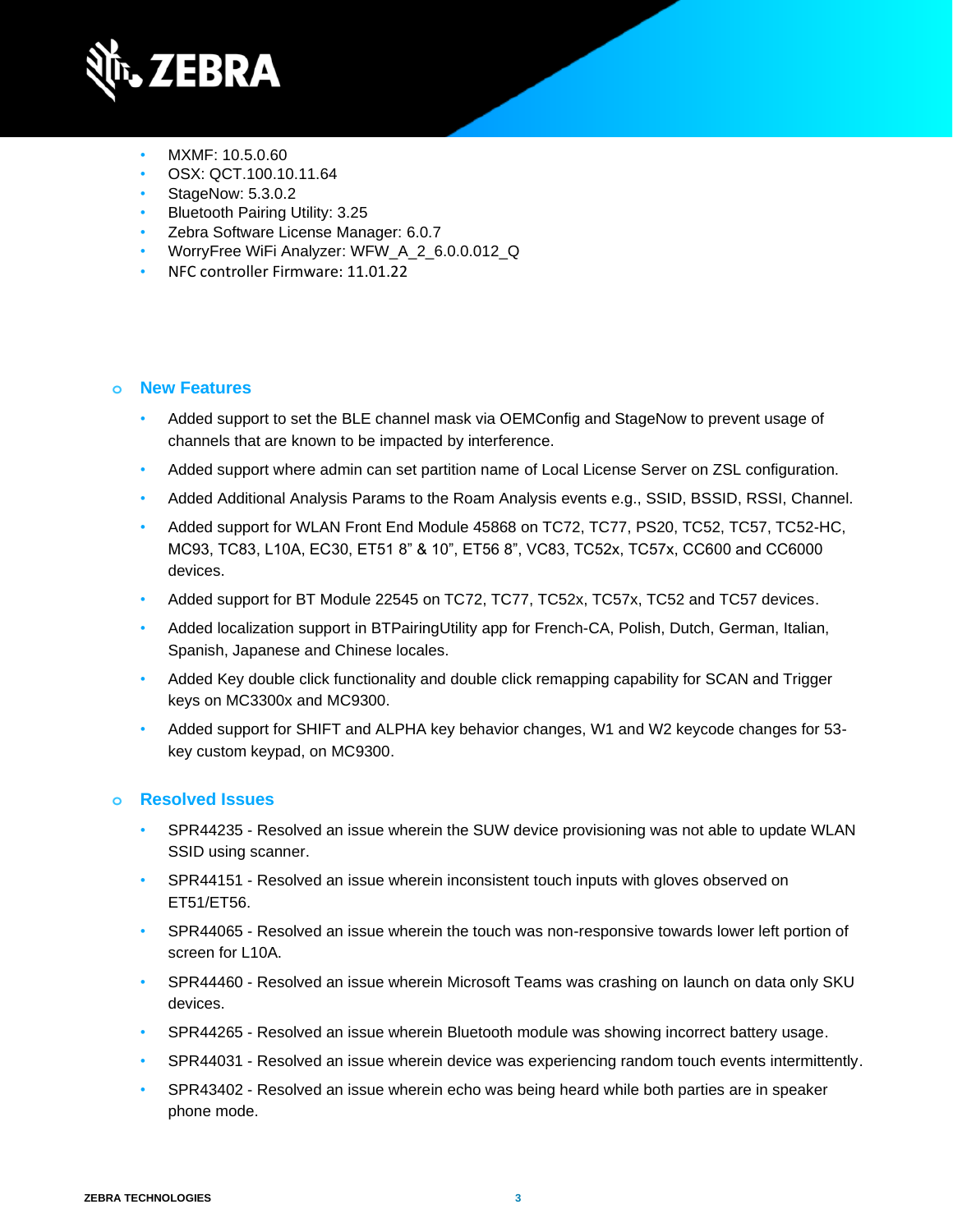- MXMF: 10.5.0.60
- OSX: QCT.100.10.11.64
- StageNow: 5.3.0.2
- Bluetooth Pairing Utility: 3.25
- Zebra Software License Manager: 6.0.7
- WorryFree WiFi Analyzer: WFW_A_2_6.0.0.012_Q
- NFC controller Firmware: 11.01.22

### New Features

- Added support to set the BLE channel mask via OEMConfig and StageNow to prevent usage of channels that are known to be impacted by interference.
- Added support where admin can set partition name of Local License Server on ZSL configuration.
- Added Additional Analysis Params to the Roam Analysis events e.g., SSID, BSSID, RSSI, Channel.
- Added support for WLAN Front End Module 45868 on TC72, TC77, PS20, TC52, TC57, TC52-HC, MC93, TC83, L10A, EC30, ET51 8" & 10", ET56 8", VC83, TC52x, TC57x, CC600 and CC6000 devices.
- Added support for BT Module 22545 on TC72, TC77, TC52x, TC57x, TC52 and TC57 devices.
- Added localization support in BTPairingUtility app for French-CA, Polish, Dutch, German, Italian, Spanish, Japanese and Chinese locales.
- Added Key double click functionality and double click remapping capability for SCAN and Trigger keys on MC3300x and MC9300.
- Added support for SHIFT and ALPHA key behavior changes, W1 and W2 keycode changes for 53-key custom keypad, on MC9300.

### Resolved Issues

- SPR44235 - Resolved an issue wherein the SUW device provisioning was not able to update WLAN SSID using scanner.
- SPR44151 - Resolved an issue wherein inconsistent touch inputs with gloves observed on ET51/ET56.
- SPR44065 - Resolved an issue wherein the touch was non-responsive towards lower left portion of screen for L10A.
- SPR44460 - Resolved an issue wherein Microsoft Teams was crashing on launch on data only SKU devices.
- SPR44265 - Resolved an issue wherein Bluetooth module was showing incorrect battery usage.
- SPR44031 - Resolved an issue wherein device was experiencing random touch events intermittently.
- SPR43402 - Resolved an issue wherein echo was being heard while both parties are in speaker phone mode.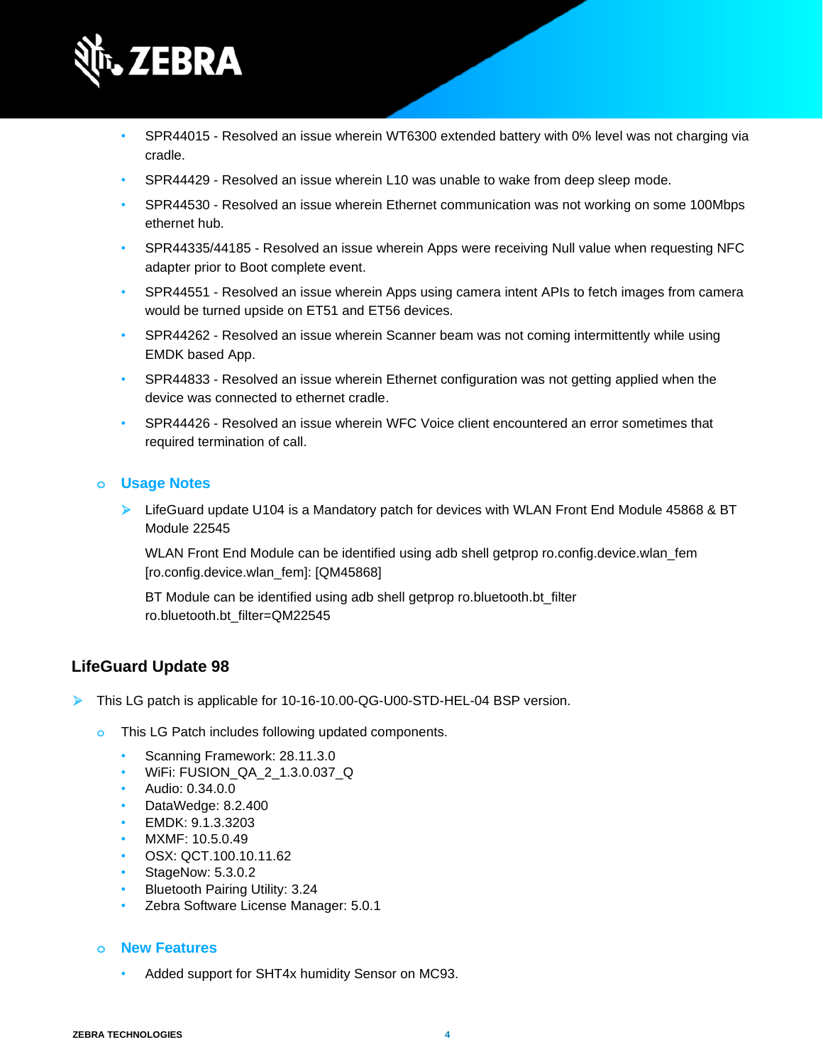- SPR44015 - Resolved an issue wherein WT6300 extended battery with 0% level was not charging via cradle.
- SPR44429 - Resolved an issue wherein L10 was unable to wake from deep sleep mode.
- SPR44530 - Resolved an issue wherein Ethernet communication was not working on some 100Mbps ethernet hub.
- SPR44335/44185 - Resolved an issue wherein Apps were receiving Null value when requesting NFC adapter prior to Boot complete event.
- SPR44551 - Resolved an issue wherein Apps using camera intent APIs to fetch images from camera would be turned upside on ET51 and ET56 devices.
- SPR44262 - Resolved an issue wherein Scanner beam was not coming intermittently while using EMDK based App.
- SPR44833 - Resolved an issue wherein Ethernet configuration was not getting applied when the device was connected to ethernet cradle.
- SPR44426 - Resolved an issue wherein WFC Voice client encountered an error sometimes that required termination of call.

### Usage Notes

- LifeGuard update U104 is a Mandatory patch for devices with WLAN Front End Module 45868 & BT Module 22545

  WLAN Front End Module can be identified using adb shell getprop ro.config.device.wlan_fem [ro.config.device.wlan_fem]: [QM45868]

  BT Module can be identified using adb shell getprop ro.bluetooth.bt_filter ro.bluetooth.bt_filter=QM22545

## LifeGuard Update 98

- This LG patch is applicable for 10-16-10.00-QG-U00-STD-HEL-04 BSP version.
  - This LG Patch includes following updated components.
    - Scanning Framework: 28.11.3.0
    - WiFi: FUSION_QA_2_1.3.0.037_Q
    - Audio: 0.34.0.0
    - DataWedge: 8.2.400
    - EMDK: 9.1.3.3203
    - MXMF: 10.5.0.49
    - OSX: QCT.100.10.11.62
    - StageNow: 5.3.0.2
    - Bluetooth Pairing Utility: 3.24
    - Zebra Software License Manager: 5.0.1

### New Features

- Added support for SHT4x humidity Sensor on MC93.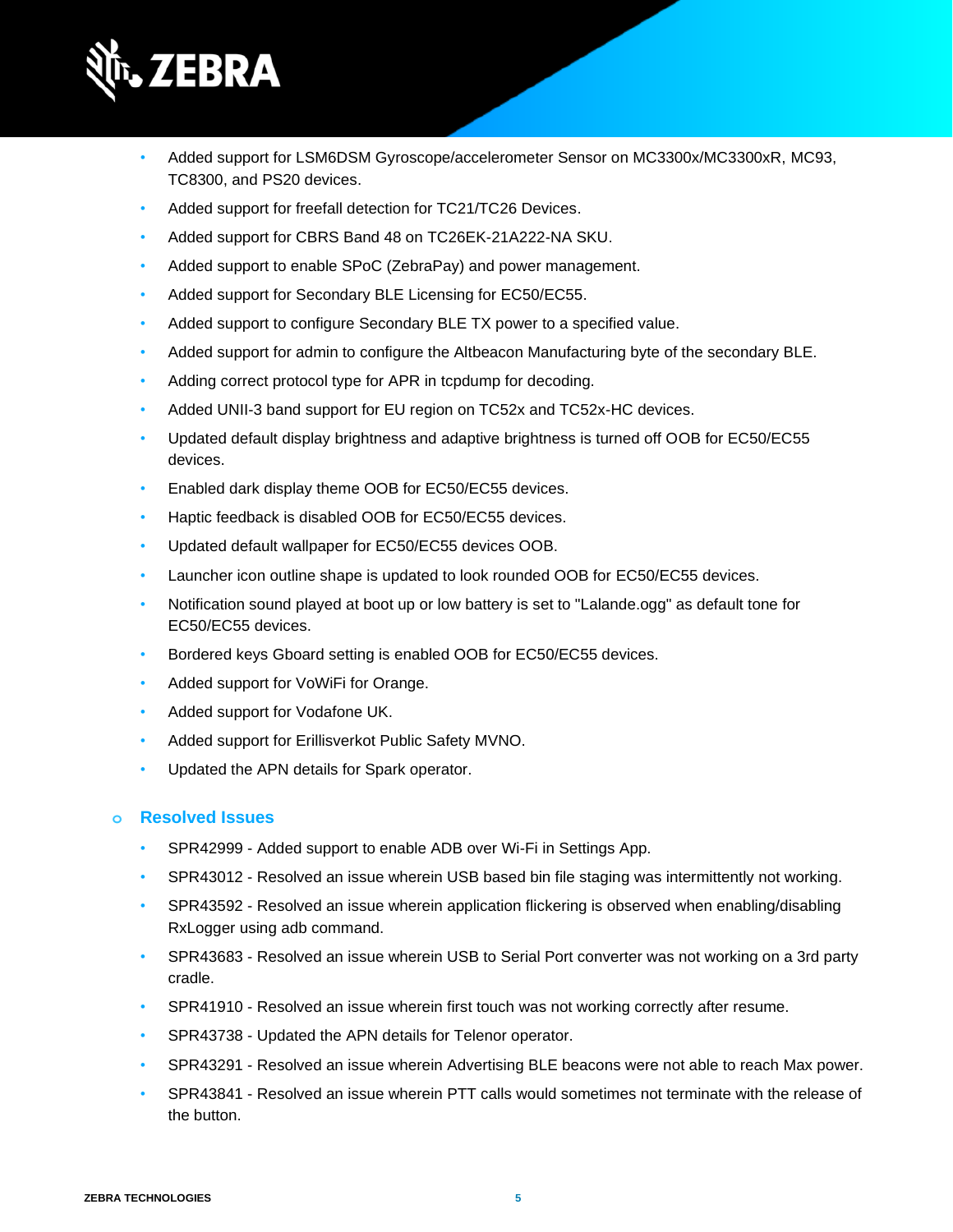- Added support for LSM6DSM Gyroscope/accelerometer Sensor on MC3300x/MC3300xR, MC93, TC8300, and PS20 devices.
- Added support for freefall detection for TC21/TC26 Devices.
- Added support for CBRS Band 48 on TC26EK-21A222-NA SKU.
- Added support to enable SPoC (ZebraPay) and power management.
- Added support for Secondary BLE Licensing for EC50/EC55.
- Added support to configure Secondary BLE TX power to a specified value.
- Added support for admin to configure the Altbeacon Manufacturing byte of the secondary BLE.
- Adding correct protocol type for APR in tcpdump for decoding.
- Added UNII-3 band support for EU region on TC52x and TC52x-HC devices.
- Updated default display brightness and adaptive brightness is turned off OOB for EC50/EC55 devices.
- Enabled dark display theme OOB for EC50/EC55 devices.
- Haptic feedback is disabled OOB for EC50/EC55 devices.
- Updated default wallpaper for EC50/EC55 devices OOB.
- Launcher icon outline shape is updated to look rounded OOB for EC50/EC55 devices.
- Notification sound played at boot up or low battery is set to "Lalande.ogg" as default tone for EC50/EC55 devices.
- Bordered keys Gboard setting is enabled OOB for EC50/EC55 devices.
- Added support for VoWiFi for Orange.
- Added support for Vodafone UK.
- Added support for Erillisverkot Public Safety MVNO.
- Updated the APN details for Spark operator.

### Resolved Issues

- SPR42999 - Added support to enable ADB over Wi-Fi in Settings App.
- SPR43012 - Resolved an issue wherein USB based bin file staging was intermittently not working.
- SPR43592 - Resolved an issue wherein application flickering is observed when enabling/disabling RxLogger using adb command.
- SPR43683 - Resolved an issue wherein USB to Serial Port converter was not working on a 3rd party cradle.
- SPR41910 - Resolved an issue wherein first touch was not working correctly after resume.
- SPR43738 - Updated the APN details for Telenor operator.
- SPR43291 - Resolved an issue wherein Advertising BLE beacons were not able to reach Max power.
- SPR43841 - Resolved an issue wherein PTT calls would sometimes not terminate with the release of the button.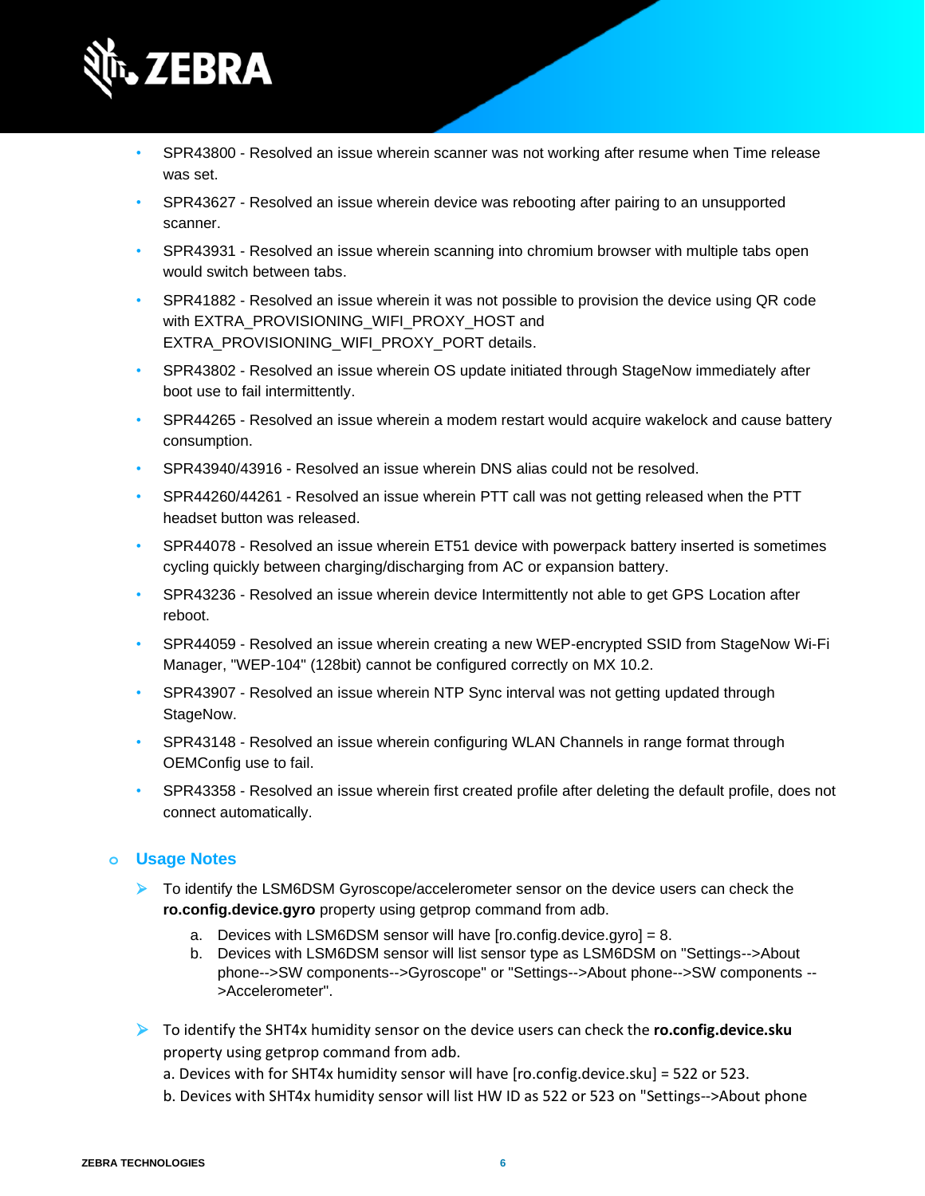- SPR43800 - Resolved an issue wherein scanner was not working after resume when Time release was set.
- SPR43627 - Resolved an issue wherein device was rebooting after pairing to an unsupported scanner.
- SPR43931 - Resolved an issue wherein scanning into chromium browser with multiple tabs open would switch between tabs.
- SPR41882 - Resolved an issue wherein it was not possible to provision the device using QR code with EXTRA_PROVISIONING_WIFI_PROXY_HOST and EXTRA_PROVISIONING_WIFI_PROXY_PORT details.
- SPR43802 - Resolved an issue wherein OS update initiated through StageNow immediately after boot use to fail intermittently.
- SPR44265 - Resolved an issue wherein a modem restart would acquire wakelock and cause battery consumption.
- SPR43940/43916 - Resolved an issue wherein DNS alias could not be resolved.
- SPR44260/44261 - Resolved an issue wherein PTT call was not getting released when the PTT headset button was released.
- SPR44078 - Resolved an issue wherein ET51 device with powerpack battery inserted is sometimes cycling quickly between charging/discharging from AC or expansion battery.
- SPR43236 - Resolved an issue wherein device Intermittently not able to get GPS Location after reboot.
- SPR44059 - Resolved an issue wherein creating a new WEP-encrypted SSID from StageNow Wi-Fi Manager, "WEP-104" (128bit) cannot be configured correctly on MX 10.2.
- SPR43907 - Resolved an issue wherein NTP Sync interval was not getting updated through StageNow.
- SPR43148 - Resolved an issue wherein configuring WLAN Channels in range format through OEMConfig use to fail.
- SPR43358 - Resolved an issue wherein first created profile after deleting the default profile, does not connect automatically.

## Usage Notes

- To identify the LSM6DSM Gyroscope/accelerometer sensor on the device users can check the **ro.config.device.gyro** property using getprop command from adb.
  a. Devices with LSM6DSM sensor will have [ro.config.device.gyro] = 8.
  b. Devices with LSM6DSM sensor will list sensor type as LSM6DSM on "Settings-->About phone-->SW components-->Gyroscope" or "Settings-->About phone-->SW components -->Accelerometer".

- To identify the SHT4x humidity sensor on the device users can check the **ro.config.device.sku** property using getprop command from adb.
  a. Devices with for SHT4x humidity sensor will have [ro.config.device.sku] = 522 or 523.
  b. Devices with SHT4x humidity sensor will list HW ID as 522 or 523 on "Settings-->About phone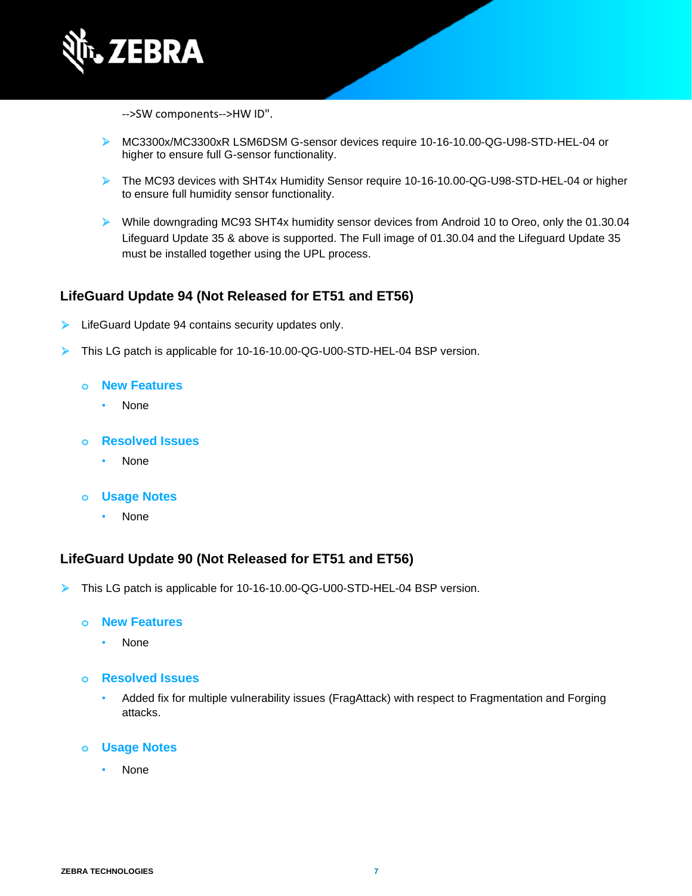-->SW components-->HW ID".

- MC3300x/MC3300xR LSM6DSM G-sensor devices require 10-16-10.00-QG-U98-STD-HEL-04 or higher to ensure full G-sensor functionality.
- The MC93 devices with SHT4x Humidity Sensor require 10-16-10.00-QG-U98-STD-HEL-04 or higher to ensure full humidity sensor functionality.
- While downgrading MC93 SHT4x humidity sensor devices from Android 10 to Oreo, only the 01.30.04 Lifeguard Update 35 & above is supported. The Full image of 01.30.04 and the Lifeguard Update 35 must be installed together using the UPL process.

## LifeGuard Update 94 (Not Released for ET51 and ET56)

- LifeGuard Update 94 contains security updates only.
- This LG patch is applicable for 10-16-10.00-QG-U00-STD-HEL-04 BSP version.

  - **New Features**
    - None
  - **Resolved Issues**
    - None
  - **Usage Notes**
    - None

## LifeGuard Update 90 (Not Released for ET51 and ET56)

- This LG patch is applicable for 10-16-10.00-QG-U00-STD-HEL-04 BSP version.

  - **New Features**
    - None
  - **Resolved Issues**
    - Added fix for multiple vulnerability issues (FragAttack) with respect to Fragmentation and Forging attacks.
  - **Usage Notes**
    - None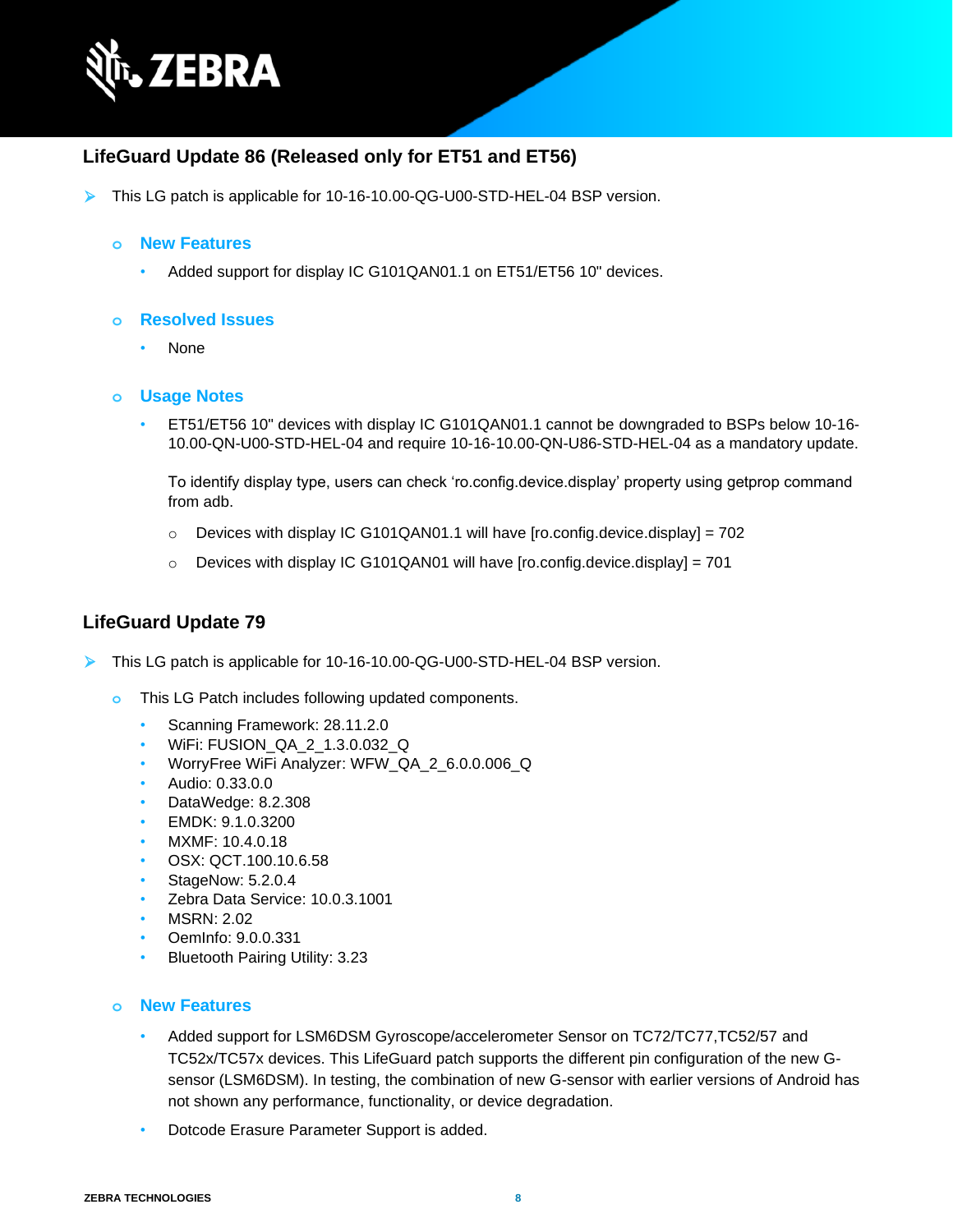## LifeGuard Update 86 (Released only for ET51 and ET56)

- This LG patch is applicable for 10-16-10.00-QG-U00-STD-HEL-04 BSP version.

  - **New Features**
    - Added support for display IC G101QAN01.1 on ET51/ET56 10" devices.

  - **Resolved Issues**
    - None

  - **Usage Notes**
    - ET51/ET56 10" devices with display IC G101QAN01.1 cannot be downgraded to BSPs below 10-16-10.00-QN-U00-STD-HEL-04 and require 10-16-10.00-QN-U86-STD-HEL-04 as a mandatory update.

      To identify display type, users can check 'ro.config.device.display' property using getprop command from adb.

      - Devices with display IC G101QAN01.1 will have [ro.config.device.display] = 702
      - Devices with display IC G101QAN01 will have [ro.config.device.display] = 701

## LifeGuard Update 79

- This LG patch is applicable for 10-16-10.00-QG-U00-STD-HEL-04 BSP version.

  - This LG Patch includes following updated components.
    - Scanning Framework: 28.11.2.0
    - WiFi: FUSION_QA_2_1.3.0.032_Q
    - WorryFree WiFi Analyzer: WFW_QA_2_6.0.0.006_Q
    - Audio: 0.33.0.0
    - DataWedge: 8.2.308
    - EMDK: 9.1.0.3200
    - MXMF: 10.4.0.18
    - OSX: QCT.100.10.6.58
    - StageNow: 5.2.0.4
    - Zebra Data Service: 10.0.3.1001
    - MSRN: 2.02
    - OemInfo: 9.0.0.331
    - Bluetooth Pairing Utility: 3.23

  - **New Features**
    - Added support for LSM6DSM Gyroscope/accelerometer Sensor on TC72/TC77,TC52/57 and TC52x/TC57x devices. This LifeGuard patch supports the different pin configuration of the new G-sensor (LSM6DSM). In testing, the combination of new G-sensor with earlier versions of Android has not shown any performance, functionality, or device degradation.
    - Dotcode Erasure Parameter Support is added.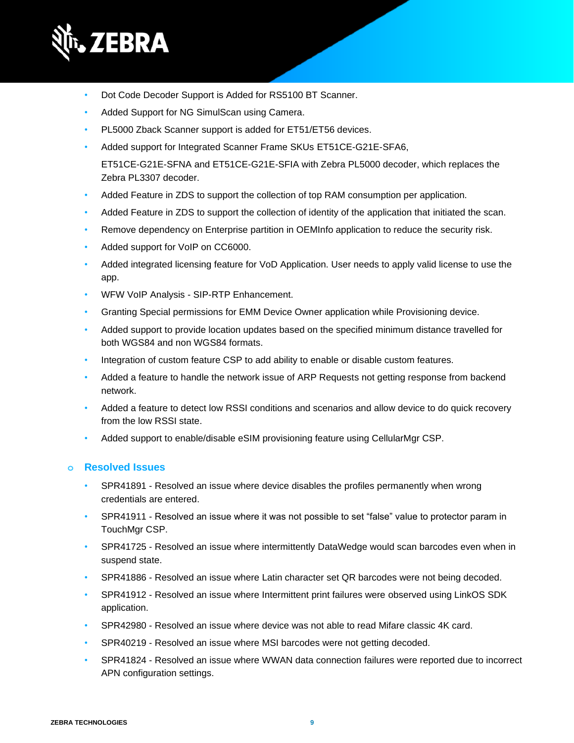- Dot Code Decoder Support is Added for RS5100 BT Scanner.
- Added Support for NG SimulScan using Camera.
- PL5000 Zback Scanner support is added for ET51/ET56 devices.
- Added support for Integrated Scanner Frame SKUs ET51CE-G21E-SFA6, ET51CE-G21E-SFNA and ET51CE-G21E-SFIA with Zebra PL5000 decoder, which replaces the Zebra PL3307 decoder.
- Added Feature in ZDS to support the collection of top RAM consumption per application.
- Added Feature in ZDS to support the collection of identity of the application that initiated the scan.
- Remove dependency on Enterprise partition in OEMInfo application to reduce the security risk.
- Added support for VoIP on CC6000.
- Added integrated licensing feature for VoD Application. User needs to apply valid license to use the app.
- WFW VoIP Analysis - SIP-RTP Enhancement.
- Granting Special permissions for EMM Device Owner application while Provisioning device.
- Added support to provide location updates based on the specified minimum distance travelled for both WGS84 and non WGS84 formats.
- Integration of custom feature CSP to add ability to enable or disable custom features.
- Added a feature to handle the network issue of ARP Requests not getting response from backend network.
- Added a feature to detect low RSSI conditions and scenarios and allow device to do quick recovery from the low RSSI state.
- Added support to enable/disable eSIM provisioning feature using CellularMgr CSP.

### Resolved Issues

- SPR41891 - Resolved an issue where device disables the profiles permanently when wrong credentials are entered.
- SPR41911 - Resolved an issue where it was not possible to set “false” value to protector param in TouchMgr CSP.
- SPR41725 - Resolved an issue where intermittently DataWedge would scan barcodes even when in suspend state.
- SPR41886 - Resolved an issue where Latin character set QR barcodes were not being decoded.
- SPR41912 - Resolved an issue where Intermittent print failures were observed using LinkOS SDK application.
- SPR42980 - Resolved an issue where device was not able to read Mifare classic 4K card.
- SPR40219 - Resolved an issue where MSI barcodes were not getting decoded.
- SPR41824 - Resolved an issue where WWAN data connection failures were reported due to incorrect APN configuration settings.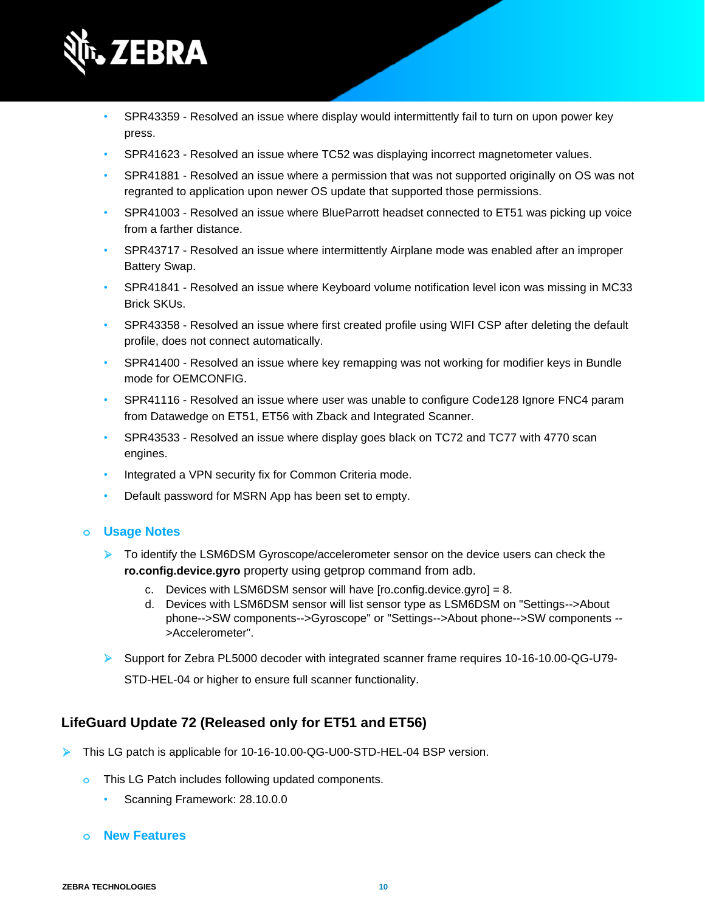- SPR43359 - Resolved an issue where display would intermittently fail to turn on upon power key press.
- SPR41623 - Resolved an issue where TC52 was displaying incorrect magnetometer values.
- SPR41881 - Resolved an issue where a permission that was not supported originally on OS was not regranted to application upon newer OS update that supported those permissions.
- SPR41003 - Resolved an issue where BlueParrott headset connected to ET51 was picking up voice from a farther distance.
- SPR43717 - Resolved an issue where intermittently Airplane mode was enabled after an improper Battery Swap.
- SPR41841 - Resolved an issue where Keyboard volume notification level icon was missing in MC33 Brick SKUs.
- SPR43358 - Resolved an issue where first created profile using WIFI CSP after deleting the default profile, does not connect automatically.
- SPR41400 - Resolved an issue where key remapping was not working for modifier keys in Bundle mode for OEMCONFIG.
- SPR41116 - Resolved an issue where user was unable to configure Code128 Ignore FNC4 param from Datawedge on ET51, ET56 with Zback and Integrated Scanner.
- SPR43533 - Resolved an issue where display goes black on TC72 and TC77 with 4770 scan engines.
- Integrated a VPN security fix for Common Criteria mode.
- Default password for MSRN App has been set to empty.

### Usage Notes

- To identify the LSM6DSM Gyroscope/accelerometer sensor on the device users can check the **ro.config.device.gyro** property using getprop command from adb.
  - c. Devices with LSM6DSM sensor will have [ro.config.device.gyro] = 8.
  - d. Devices with LSM6DSM sensor will list sensor type as LSM6DSM on "Settings-->About phone-->SW components-->Gyroscope" or "Settings-->About phone-->SW components -->Accelerometer".
- Support for Zebra PL5000 decoder with integrated scanner frame requires 10-16-10.00-QG-U79-STD-HEL-04 or higher to ensure full scanner functionality.

## LifeGuard Update 72 (Released only for ET51 and ET56)

- This LG patch is applicable for 10-16-10.00-QG-U00-STD-HEL-04 BSP version.
  - This LG Patch includes following updated components.
    - Scanning Framework: 28.10.0.0

### New Features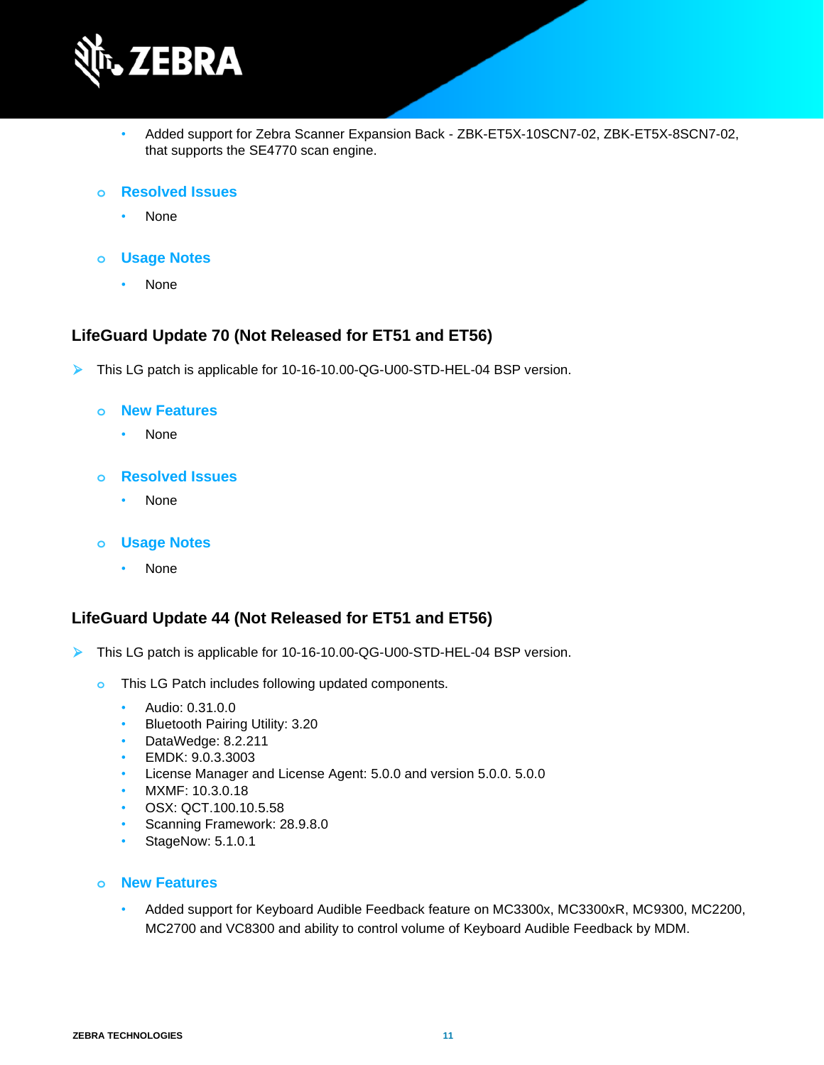- Added support for Zebra Scanner Expansion Back - ZBK-ET5X-10SCN7-02, ZBK-ET5X-8SCN7-02, that supports the SE4770 scan engine.

- **Resolved Issues**
  - None

- **Usage Notes**
  - None

### LifeGuard Update 70 (Not Released for ET51 and ET56)

- This LG patch is applicable for 10-16-10.00-QG-U00-STD-HEL-04 BSP version.

  - **New Features**
    - None

  - **Resolved Issues**
    - None

  - **Usage Notes**
    - None

### LifeGuard Update 44 (Not Released for ET51 and ET56)

- This LG patch is applicable for 10-16-10.00-QG-U00-STD-HEL-04 BSP version.

  - This LG Patch includes following updated components.
    - Audio: 0.31.0.0
    - Bluetooth Pairing Utility: 3.20
    - DataWedge: 8.2.211
    - EMDK: 9.0.3.3003
    - License Manager and License Agent: 5.0.0 and version 5.0.0. 5.0.0
    - MXMF: 10.3.0.18
    - OSX: QCT.100.10.5.58
    - Scanning Framework: 28.9.8.0
    - StageNow: 5.1.0.1

  - **New Features**
    - Added support for Keyboard Audible Feedback feature on MC3300x, MC3300xR, MC9300, MC2200, MC2700 and VC8300 and ability to control volume of Keyboard Audible Feedback by MDM.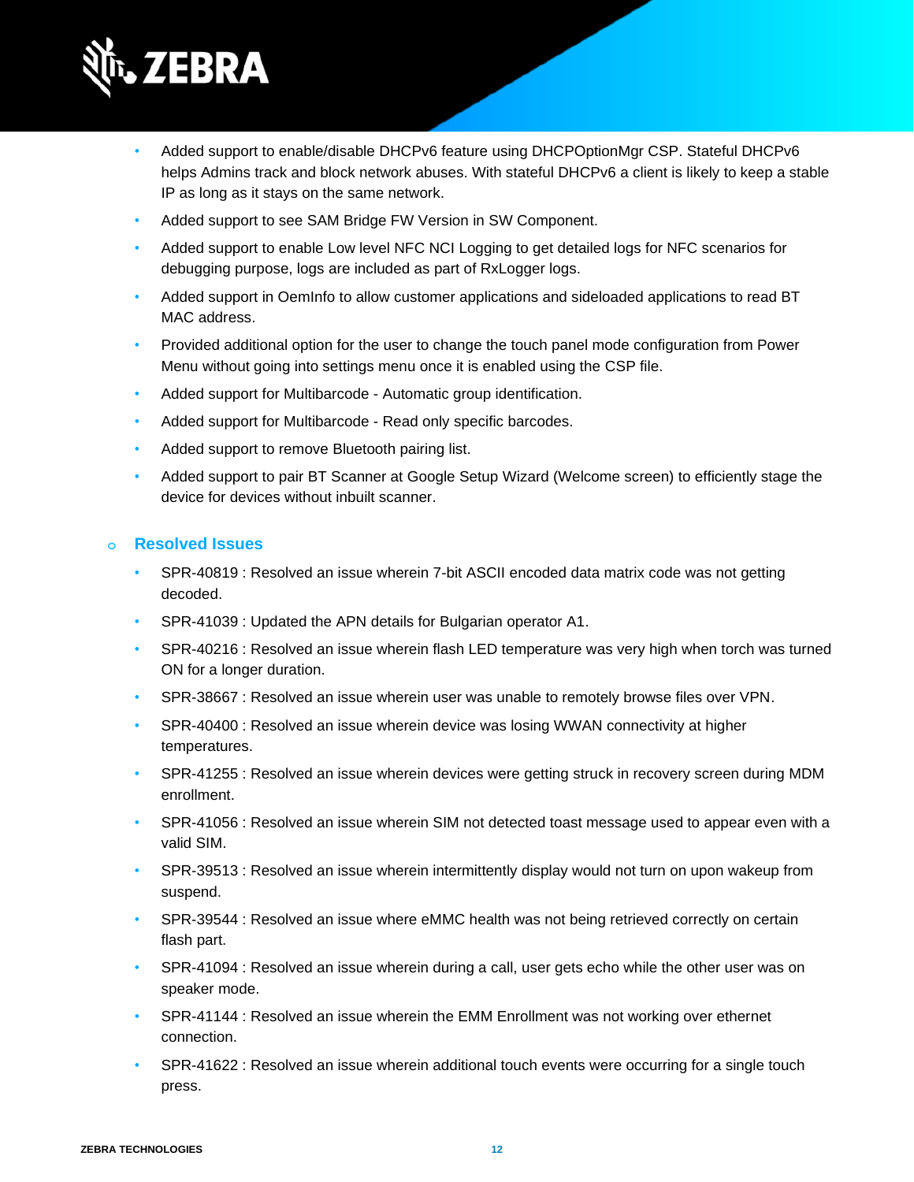- Added support to enable/disable DHCPv6 feature using DHCPOptionMgr CSP. Stateful DHCPv6 helps Admins track and block network abuses. With stateful DHCPv6 a client is likely to keep a stable IP as long as it stays on the same network.
- Added support to see SAM Bridge FW Version in SW Component.
- Added support to enable Low level NFC NCI Logging to get detailed logs for NFC scenarios for debugging purpose, logs are included as part of RxLogger logs.
- Added support in OemInfo to allow customer applications and sideloaded applications to read BT MAC address.
- Provided additional option for the user to change the touch panel mode configuration from Power Menu without going into settings menu once it is enabled using the CSP file.
- Added support for Multibarcode - Automatic group identification.
- Added support for Multibarcode - Read only specific barcodes.
- Added support to remove Bluetooth pairing list.
- Added support to pair BT Scanner at Google Setup Wizard (Welcome screen) to efficiently stage the device for devices without inbuilt scanner.

### Resolved Issues

- SPR-40819 : Resolved an issue wherein 7-bit ASCII encoded data matrix code was not getting decoded.
- SPR-41039 : Updated the APN details for Bulgarian operator A1.
- SPR-40216 : Resolved an issue wherein flash LED temperature was very high when torch was turned ON for a longer duration.
- SPR-38667 : Resolved an issue wherein user was unable to remotely browse files over VPN.
- SPR-40400 : Resolved an issue wherein device was losing WWAN connectivity at higher temperatures.
- SPR-41255 : Resolved an issue wherein devices were getting struck in recovery screen during MDM enrollment.
- SPR-41056 : Resolved an issue wherein SIM not detected toast message used to appear even with a valid SIM.
- SPR-39513 : Resolved an issue wherein intermittently display would not turn on upon wakeup from suspend.
- SPR-39544 : Resolved an issue where eMMC health was not being retrieved correctly on certain flash part.
- SPR-41094 : Resolved an issue wherein during a call, user gets echo while the other user was on speaker mode.
- SPR-41144 : Resolved an issue wherein the EMM Enrollment was not working over ethernet connection.
- SPR-41622 : Resolved an issue wherein additional touch events were occurring for a single touch press.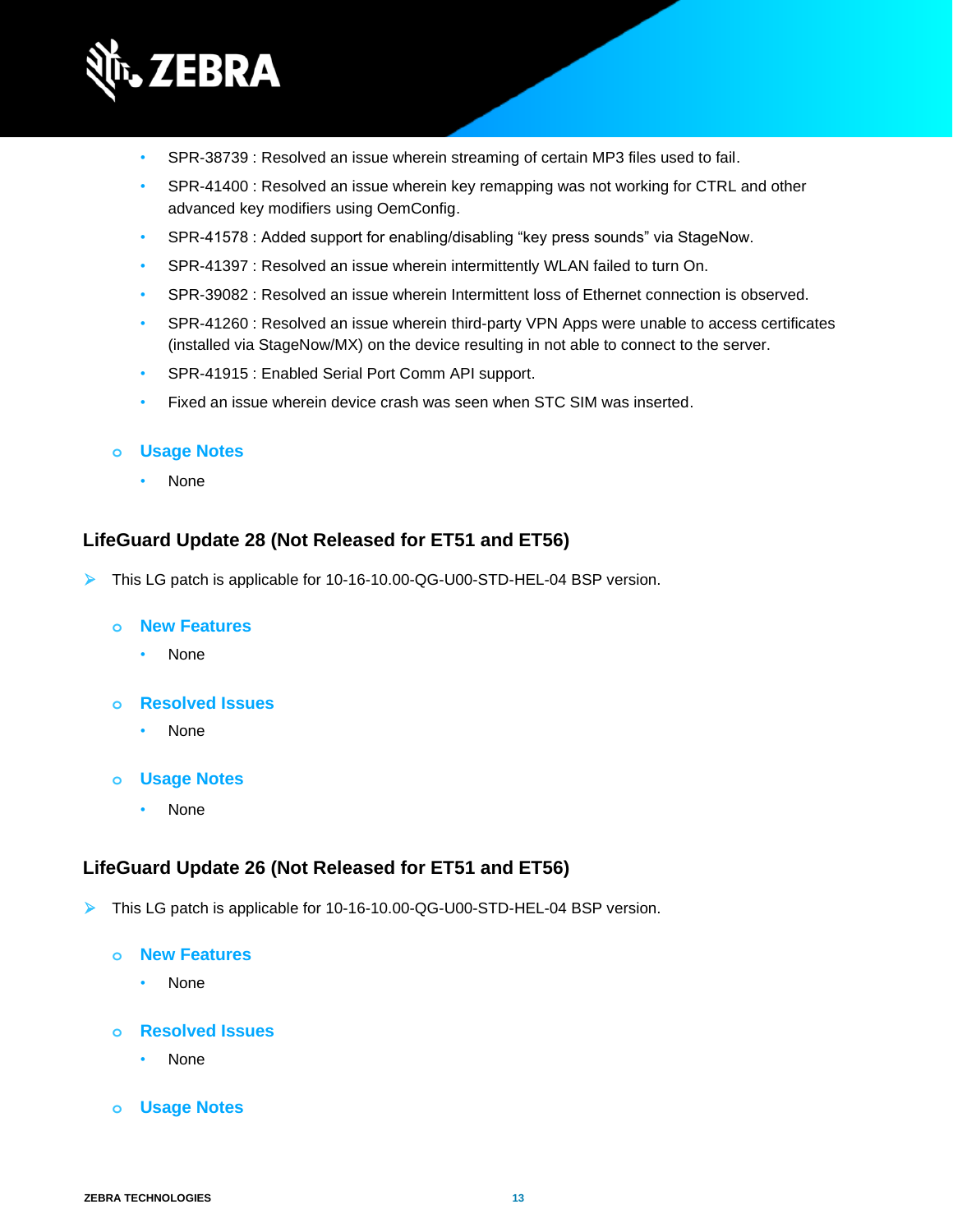- SPR-38739 : Resolved an issue wherein streaming of certain MP3 files used to fail.
- SPR-41400 : Resolved an issue wherein key remapping was not working for CTRL and other advanced key modifiers using OemConfig.
- SPR-41578 : Added support for enabling/disabling “key press sounds” via StageNow.
- SPR-41397 : Resolved an issue wherein intermittently WLAN failed to turn On.
- SPR-39082 : Resolved an issue wherein Intermittent loss of Ethernet connection is observed.
- SPR-41260 : Resolved an issue wherein third-party VPN Apps were unable to access certificates (installed via StageNow/MX) on the device resulting in not able to connect to the server.
- SPR-41915 : Enabled Serial Port Comm API support.
- Fixed an issue wherein device crash was seen when STC SIM was inserted.

- **Usage Notes**
  - None

### LifeGuard Update 28 (Not Released for ET51 and ET56)

- This LG patch is applicable for 10-16-10.00-QG-U00-STD-HEL-04 BSP version.

  - **New Features**
    - None
  - **Resolved Issues**
    - None
  - **Usage Notes**
    - None

### LifeGuard Update 26 (Not Released for ET51 and ET56)

- This LG patch is applicable for 10-16-10.00-QG-U00-STD-HEL-04 BSP version.

  - **New Features**
    - None
  - **Resolved Issues**
    - None
  - **Usage Notes**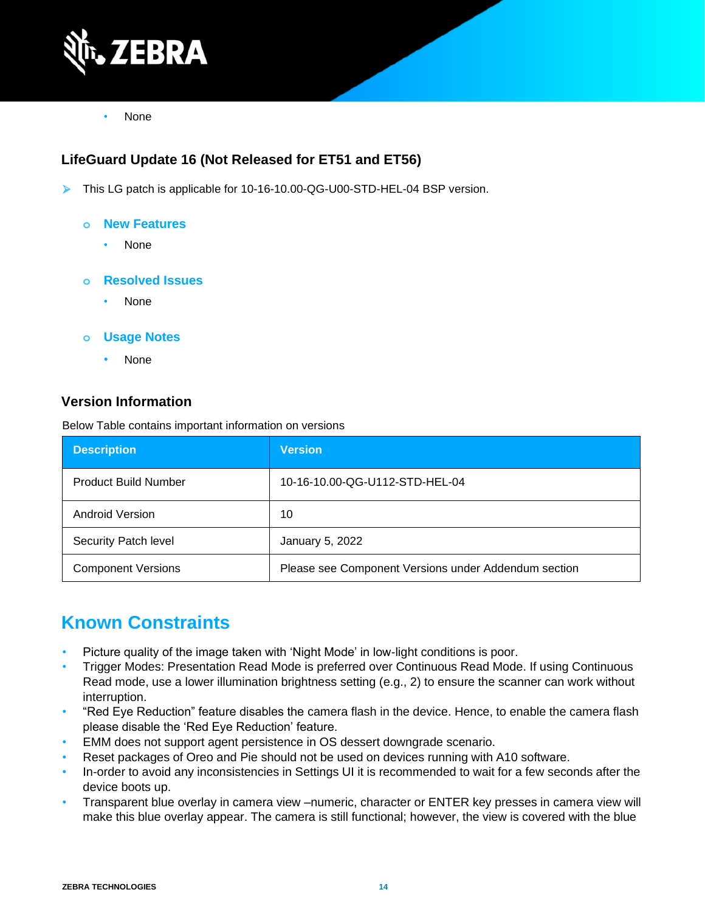- None

### LifeGuard Update 16 (Not Released for ET51 and ET56)

- This LG patch is applicable for 10-16-10.00-QG-U00-STD-HEL-04 BSP version.
  - **New Features**
    - None
  - **Resolved Issues**
    - None
  - **Usage Notes**
    - None

### Version Information

Below Table contains important information on versions

| Description | Version |
|---|---|
| Product Build Number | 10-16-10.00-QG-U112-STD-HEL-04 |
| Android Version | 10 |
| Security Patch level | January 5, 2022 |
| Component Versions | Please see Component Versions under Addendum section |

## Known Constraints

- Picture quality of the image taken with 'Night Mode' in low-light conditions is poor.
- Trigger Modes: Presentation Read Mode is preferred over Continuous Read Mode. If using Continuous Read mode, use a lower illumination brightness setting (e.g., 2) to ensure the scanner can work without interruption.
- "Red Eye Reduction" feature disables the camera flash in the device. Hence, to enable the camera flash please disable the 'Red Eye Reduction' feature.
- EMM does not support agent persistence in OS dessert downgrade scenario.
- Reset packages of Oreo and Pie should not be used on devices running with A10 software.
- In-order to avoid any inconsistencies in Settings UI it is recommended to wait for a few seconds after the device boots up.
- Transparent blue overlay in camera view –numeric, character or ENTER key presses in camera view will make this blue overlay appear. The camera is still functional; however, the view is covered with the blue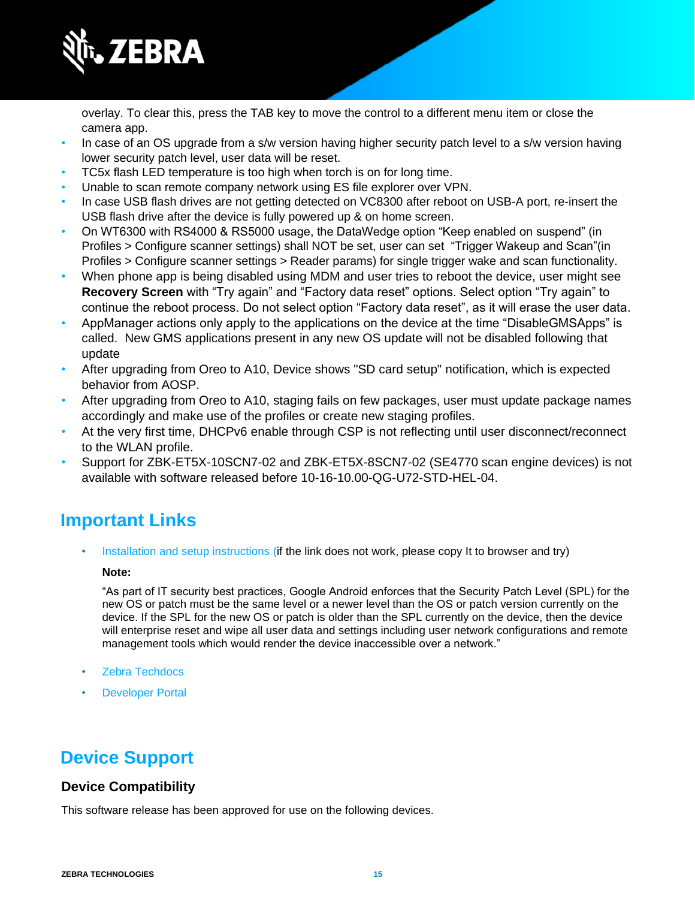overlay. To clear this, press the TAB key to move the control to a different menu item or close the camera app.

- In case of an OS upgrade from a s/w version having higher security patch level to a s/w version having lower security patch level, user data will be reset.
- TC5x flash LED temperature is too high when torch is on for long time.
- Unable to scan remote company network using ES file explorer over VPN.
- In case USB flash drives are not getting detected on VC8300 after reboot on USB-A port, re-insert the USB flash drive after the device is fully powered up & on home screen.
- On WT6300 with RS4000 & RS5000 usage, the DataWedge option “Keep enabled on suspend” (in Profiles > Configure scanner settings) shall NOT be set, user can set “Trigger Wakeup and Scan”(in Profiles > Configure scanner settings > Reader params) for single trigger wake and scan functionality.
- When phone app is being disabled using MDM and user tries to reboot the device, user might see **Recovery Screen** with “Try again” and “Factory data reset” options. Select option “Try again” to continue the reboot process. Do not select option “Factory data reset”, as it will erase the user data.
- AppManager actions only apply to the applications on the device at the time “DisableGMSApps” is called. New GMS applications present in any new OS update will not be disabled following that update
- After upgrading from Oreo to A10, Device shows "SD card setup" notification, which is expected behavior from AOSP.
- After upgrading from Oreo to A10, staging fails on few packages, user must update package names accordingly and make use of the profiles or create new staging profiles.
- At the very first time, DHCPv6 enable through CSP is not reflecting until user disconnect/reconnect to the WLAN profile.
- Support for ZBK-ET5X-10SCN7-02 and ZBK-ET5X-8SCN7-02 (SE4770 scan engine devices) is not available with software released before 10-16-10.00-QG-U72-STD-HEL-04.

## Important Links

- Installation and setup instructions (if the link does not work, please copy It to browser and try)

  **Note:**

  “As part of IT security best practices, Google Android enforces that the Security Patch Level (SPL) for the new OS or patch must be the same level or a newer level than the OS or patch version currently on the device. If the SPL for the new OS or patch is older than the SPL currently on the device, then the device will enterprise reset and wipe all user data and settings including user network configurations and remote management tools which would render the device inaccessible over a network.”

- Zebra Techdocs
- Developer Portal

## Device Support

### Device Compatibility

This software release has been approved for use on the following devices.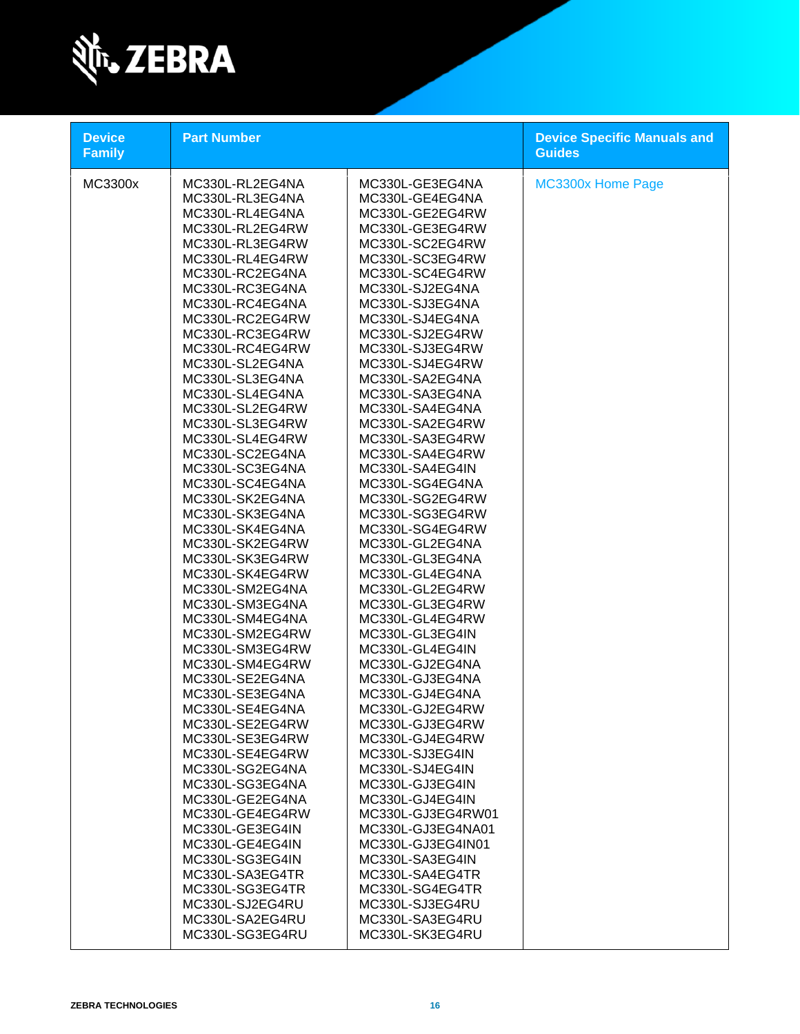| Device Family | Part Number | | Device Specific Manuals and Guides |
|---|---|---|---|
| MC3300x | MC330L-RL2EG4NA<br>MC330L-RL3EG4NA<br>MC330L-RL4EG4NA<br>MC330L-RL2EG4RW<br>MC330L-RL3EG4RW<br>MC330L-RL4EG4RW<br>MC330L-RC2EG4NA<br>MC330L-RC3EG4NA<br>MC330L-RC4EG4NA<br>MC330L-RC2EG4RW<br>MC330L-RC3EG4RW<br>MC330L-RC4EG4RW<br>MC330L-SL2EG4NA<br>MC330L-SL3EG4NA<br>MC330L-SL4EG4NA<br>MC330L-SL2EG4RW<br>MC330L-SL3EG4RW<br>MC330L-SL4EG4RW<br>MC330L-SC2EG4NA<br>MC330L-SC3EG4NA<br>MC330L-SC4EG4NA<br>MC330L-SK2EG4NA<br>MC330L-SK3EG4NA<br>MC330L-SK4EG4NA<br>MC330L-SK2EG4RW<br>MC330L-SK3EG4RW<br>MC330L-SK4EG4RW<br>MC330L-SM2EG4NA<br>MC330L-SM3EG4NA<br>MC330L-SM4EG4NA<br>MC330L-SM2EG4RW<br>MC330L-SM3EG4RW<br>MC330L-SM4EG4RW<br>MC330L-SE2EG4NA<br>MC330L-SE3EG4NA<br>MC330L-SE4EG4NA<br>MC330L-SE2EG4RW<br>MC330L-SE3EG4RW<br>MC330L-SE4EG4RW<br>MC330L-SG2EG4NA<br>MC330L-SG3EG4NA<br>MC330L-GE2EG4NA<br>MC330L-GE4EG4RW<br>MC330L-GE3EG4IN<br>MC330L-GE4EG4IN<br>MC330L-SG3EG4IN<br>MC330L-SA3EG4TR<br>MC330L-SG3EG4TR<br>MC330L-SJ2EG4RU<br>MC330L-SA2EG4RU<br>MC330L-SG3EG4RU | MC330L-GE3EG4NA<br>MC330L-GE4EG4NA<br>MC330L-GE2EG4RW<br>MC330L-GE3EG4RW<br>MC330L-SC2EG4RW<br>MC330L-SC3EG4RW<br>MC330L-SC4EG4RW<br>MC330L-SJ2EG4NA<br>MC330L-SJ3EG4NA<br>MC330L-SJ4EG4NA<br>MC330L-SJ2EG4RW<br>MC330L-SJ3EG4RW<br>MC330L-SJ4EG4RW<br>MC330L-SA2EG4NA<br>MC330L-SA3EG4NA<br>MC330L-SA4EG4NA<br>MC330L-SA2EG4RW<br>MC330L-SA3EG4RW<br>MC330L-SA4EG4RW<br>MC330L-SA4EG4IN<br>MC330L-SG4EG4NA<br>MC330L-SG2EG4RW<br>MC330L-SG3EG4RW<br>MC330L-SG4EG4RW<br>MC330L-GL2EG4NA<br>MC330L-GL3EG4NA<br>MC330L-GL4EG4NA<br>MC330L-GL2EG4RW<br>MC330L-GL3EG4RW<br>MC330L-GL4EG4RW<br>MC330L-GL3EG4IN<br>MC330L-GL4EG4IN<br>MC330L-GJ2EG4NA<br>MC330L-GJ3EG4NA<br>MC330L-GJ4EG4NA<br>MC330L-GJ2EG4RW<br>MC330L-GJ3EG4RW<br>MC330L-GJ4EG4RW<br>MC330L-SJ3EG4IN<br>MC330L-SJ4EG4IN<br>MC330L-GJ3EG4IN<br>MC330L-GJ4EG4IN<br>MC330L-GJ3EG4RW01<br>MC330L-GJ3EG4NA01<br>MC330L-GJ3EG4IN01<br>MC330L-SA3EG4IN<br>MC330L-SA4EG4TR<br>MC330L-SG4EG4TR<br>MC330L-SJ3EG4RU<br>MC330L-SA3EG4RU<br>MC330L-SK3EG4RU | MC3300x Home Page |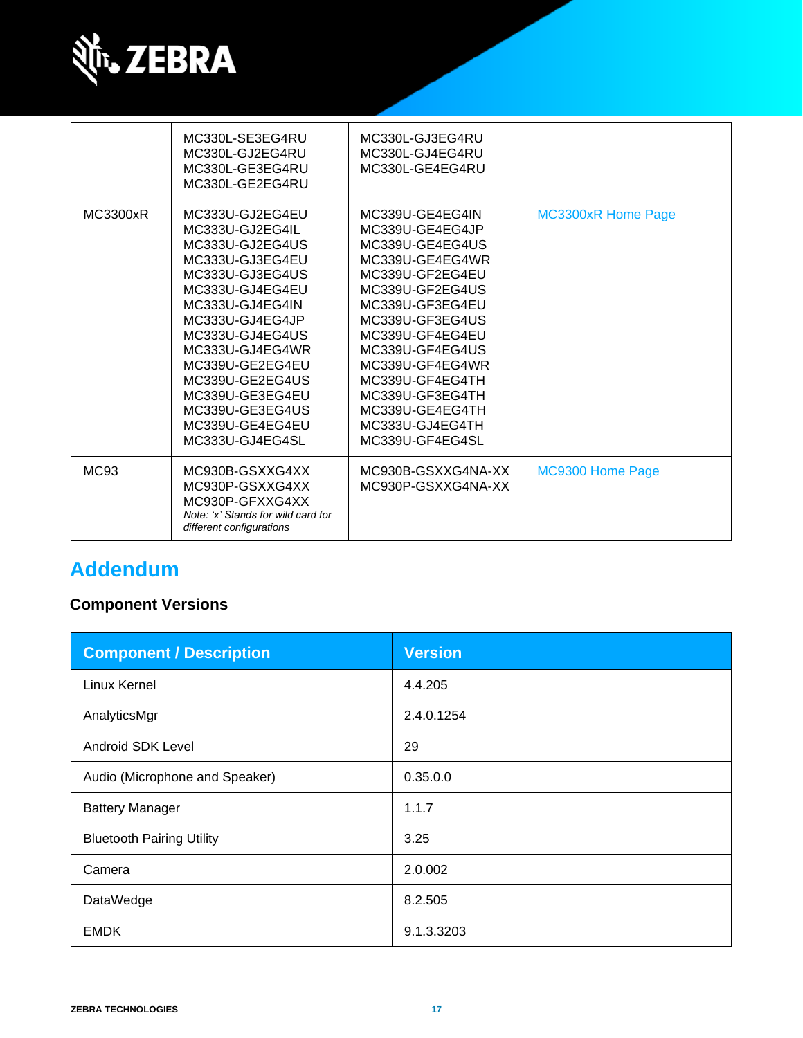| | | | |
|---|---|---|---|
| | MC330L-SE3EG4RU<br>MC330L-GJ2EG4RU<br>MC330L-GE3EG4RU<br>MC330L-GE2EG4RU | MC330L-GJ3EG4RU<br>MC330L-GJ4EG4RU<br>MC330L-GE4EG4RU | |
| MC3300xR | MC333U-GJ2EG4EU<br>MC333U-GJ2EG4IL<br>MC333U-GJ2EG4US<br>MC333U-GJ3EG4EU<br>MC333U-GJ3EG4US<br>MC333U-GJ4EG4EU<br>MC333U-GJ4EG4IN<br>MC333U-GJ4EG4JP<br>MC333U-GJ4EG4US<br>MC333U-GJ4EG4WR<br>MC339U-GE2EG4EU<br>MC339U-GE2EG4US<br>MC339U-GE3EG4EU<br>MC339U-GE3EG4US<br>MC339U-GE4EG4EU<br>MC333U-GJ4EG4SL | MC339U-GE4EG4IN<br>MC339U-GE4EG4JP<br>MC339U-GE4EG4US<br>MC339U-GE4EG4WR<br>MC339U-GF2EG4EU<br>MC339U-GF2EG4US<br>MC339U-GF3EG4EU<br>MC339U-GF3EG4US<br>MC339U-GF4EG4EU<br>MC339U-GF4EG4US<br>MC339U-GF4EG4WR<br>MC339U-GF4EG4TH<br>MC339U-GF3EG4TH<br>MC339U-GE4EG4TH<br>MC333U-GJ4EG4TH<br>MC339U-GF4EG4SL | MC3300xR Home Page |
| MC93 | MC930B-GSXXG4XX<br>MC930P-GSXXG4XX<br>MC930P-GFXXG4XX<br>*Note: 'x' Stands for wild card for different configurations* | MC930B-GSXXG4NA-XX<br>MC930P-GSXXG4NA-XX | MC9300 Home Page |

# Addendum

### Component Versions

| Component / Description | Version |
|---|---|
| Linux Kernel | 4.4.205 |
| AnalyticsMgr | 2.4.0.1254 |
| Android SDK Level | 29 |
| Audio (Microphone and Speaker) | 0.35.0.0 |
| Battery Manager | 1.1.7 |
| Bluetooth Pairing Utility | 3.25 |
| Camera | 2.0.002 |
| DataWedge | 8.2.505 |
| EMDK | 9.1.3.3203 |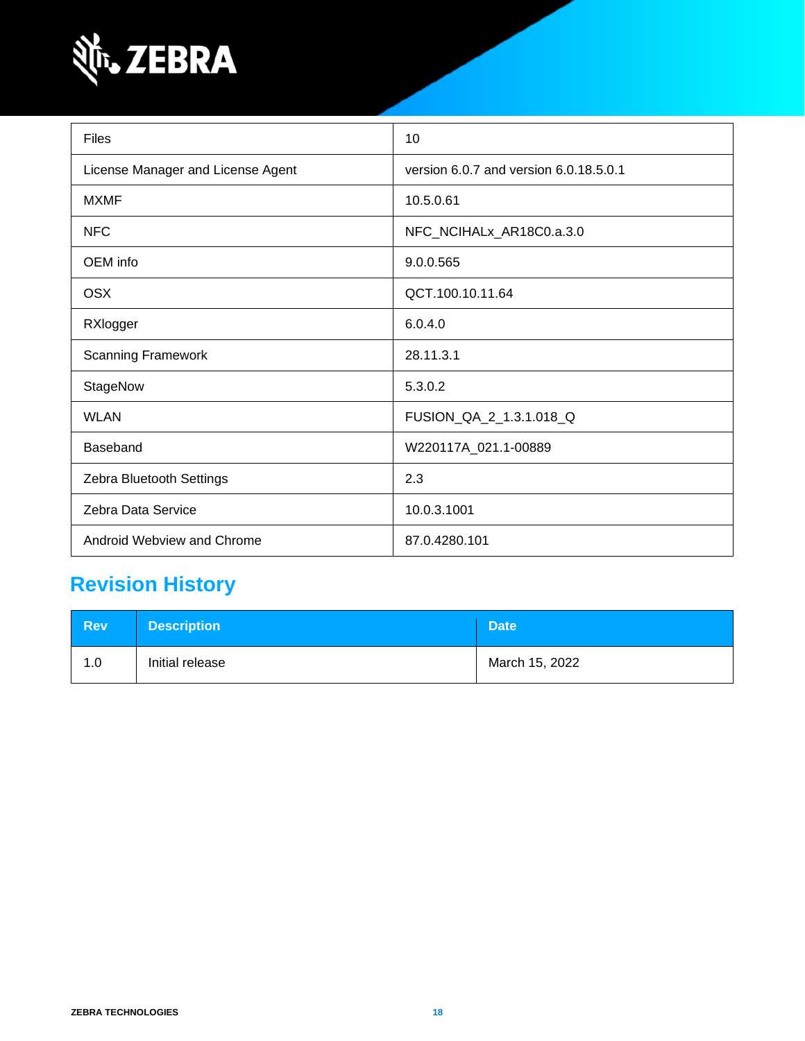| | |
|---|---|
| Files | 10 |
| License Manager and License Agent | version 6.0.7 and version 6.0.18.5.0.1 |
| MXMF | 10.5.0.61 |
| NFC | NFC_NCIHALx_AR18C0.a.3.0 |
| OEM info | 9.0.0.565 |
| OSX | QCT.100.10.11.64 |
| RXlogger | 6.0.4.0 |
| Scanning Framework | 28.11.3.1 |
| StageNow | 5.3.0.2 |
| WLAN | FUSION_QA_2_1.3.1.018_Q |
| Baseband | W220117A_021.1-00889 |
| Zebra Bluetooth Settings | 2.3 |
| Zebra Data Service | 10.0.3.1001 |
| Android Webview and Chrome | 87.0.4280.101 |

## Revision History

| Rev | Description | Date |
|---|---|---|
| 1.0 | Initial release | March 15, 2022 |